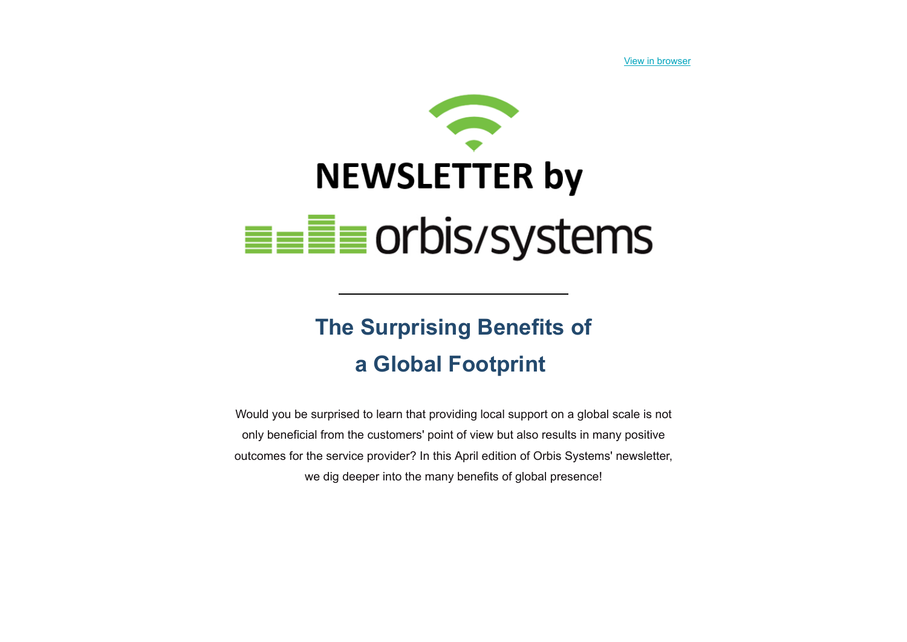View in browser

NEWSLETTER by

orbis/systems

---

# The Surprising Benefits of a Global Footprint

Would you be surprised to learn that providing local support on a global scale is not only beneficial from the customers' point of view but also results in many positive outcomes for the service provider? In this April edition of Orbis Systems' newsletter, we dig deeper into the many benefits of global presence!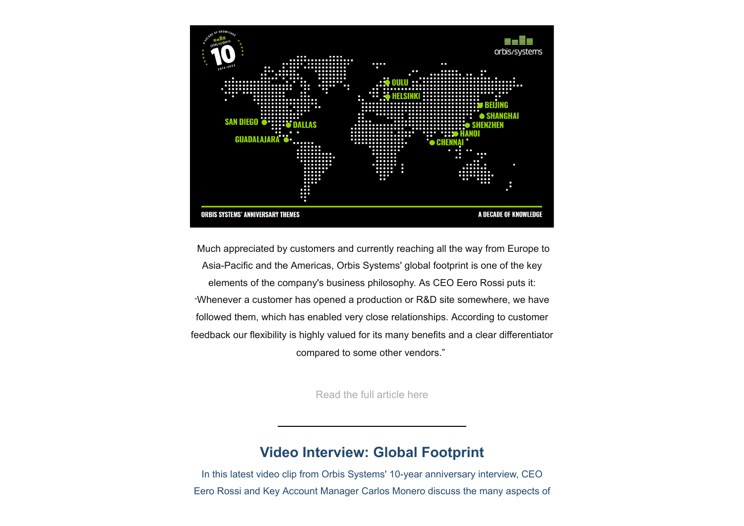Much appreciated by customers and currently reaching all the way from Europe to Asia-Pacific and the Americas, Orbis Systems' global footprint is one of the key elements of the company's business philosophy. As CEO Eero Rossi puts it: "Whenever a customer has opened a production or R&D site somewhere, we have followed them, which has enabled very close relationships. According to customer feedback our flexibility is highly valued for its many benefits and a clear differentiator compared to some other vendors."

Read the full article here

---

## Video Interview: Global Footprint

In this latest video clip from Orbis Systems' 10-year anniversary interview, CEO Eero Rossi and Key Account Manager Carlos Monero discuss the many aspects of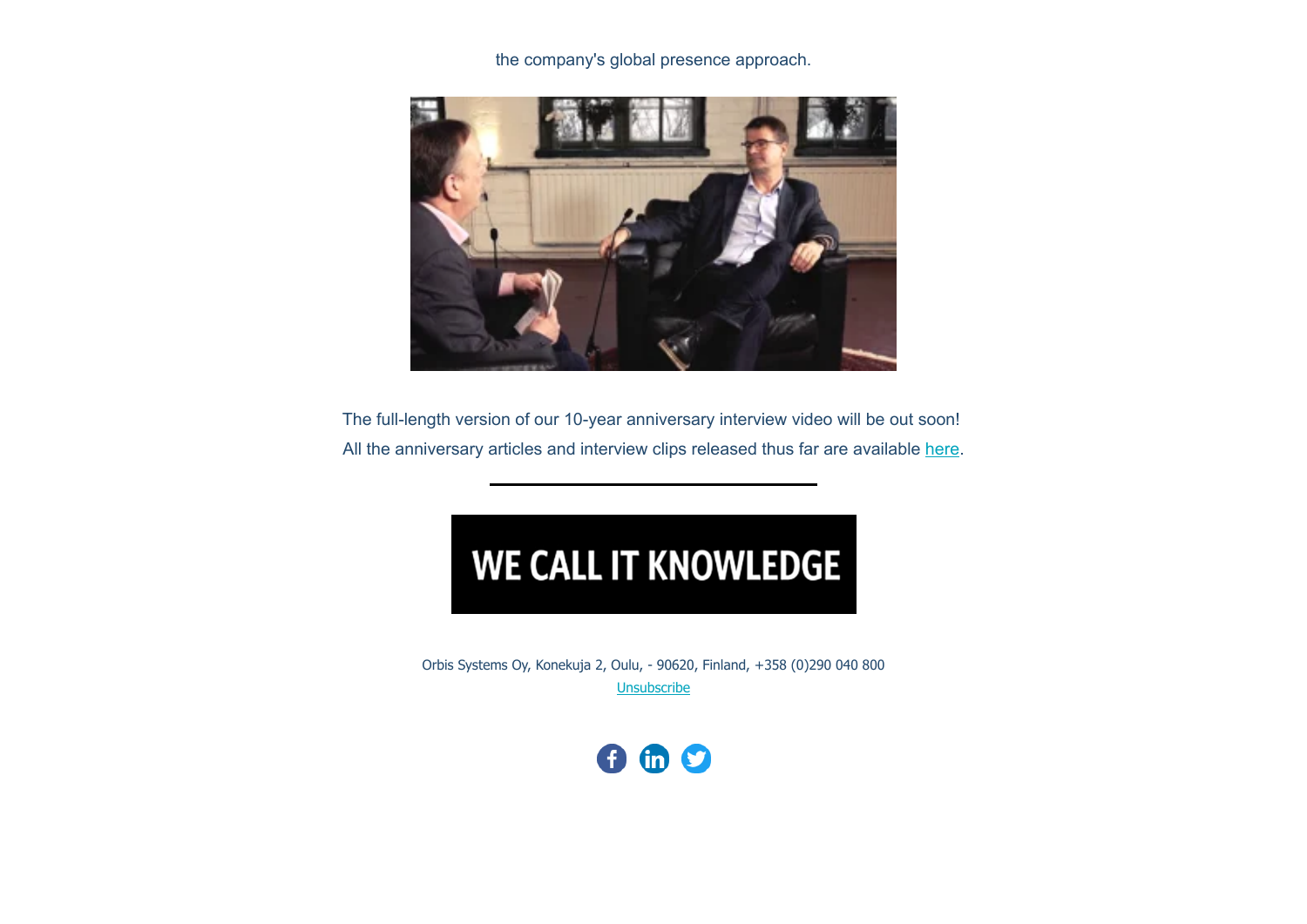the company's global presence approach.

The full-length version of our 10-year anniversary interview video will be out soon! All the anniversary articles and interview clips released thus far are available here.

---

WE CALL IT KNOWLEDGE

Orbis Systems Oy, Konekuja 2, Oulu, - 90620, Finland, +358 (0)290 040 800
Unsubscribe